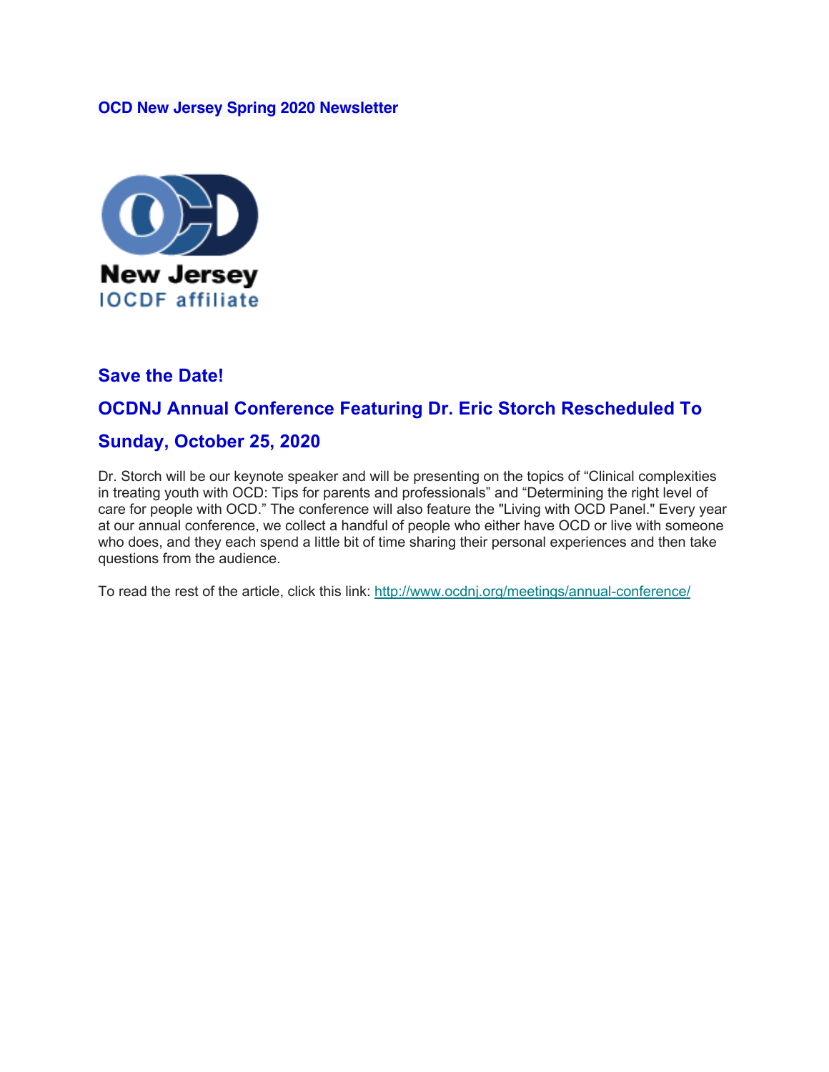**OCD New Jersey Spring 2020 Newsletter**

New Jersey
IOCDF affiliate

## Save the Date!

## OCDNJ Annual Conference Featuring Dr. Eric Storch Rescheduled To Sunday, October 25, 2020

Dr. Storch will be our keynote speaker and will be presenting on the topics of "Clinical complexities in treating youth with OCD: Tips for parents and professionals" and "Determining the right level of care for people with OCD." The conference will also feature the "Living with OCD Panel." Every year at our annual conference, we collect a handful of people who either have OCD or live with someone who does, and they each spend a little bit of time sharing their personal experiences and then take questions from the audience.

To read the rest of the article, click this link: http://www.ocdnj.org/meetings/annual-conference/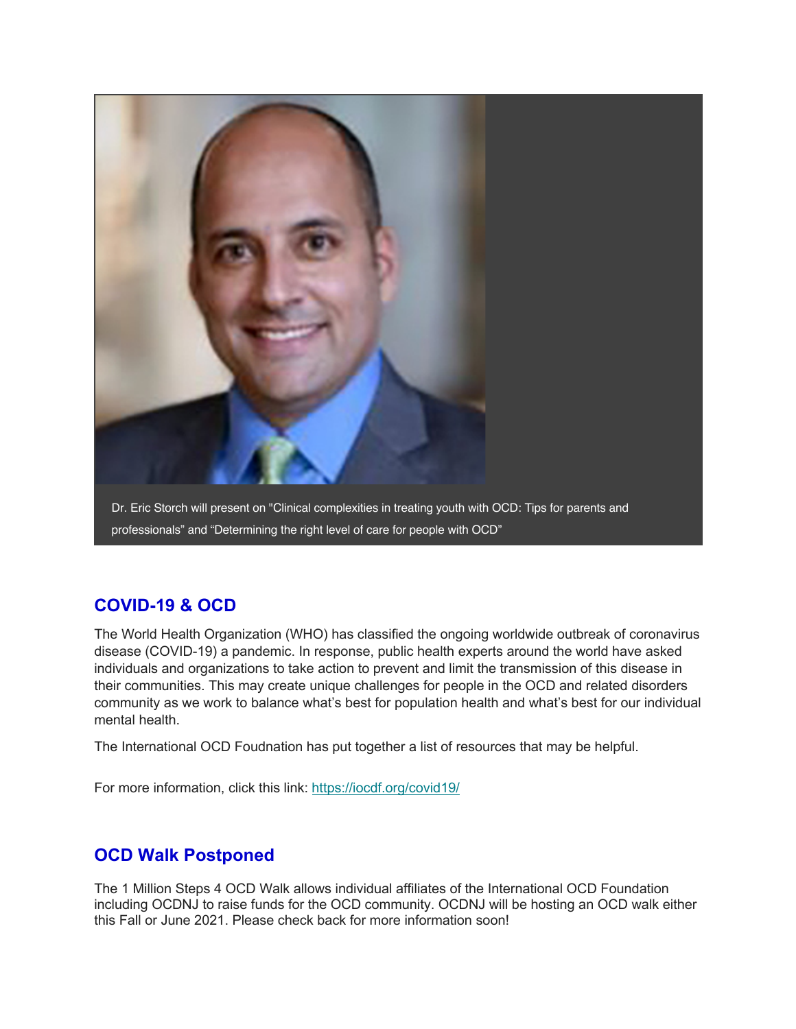Dr. Eric Storch will present on "Clinical complexities in treating youth with OCD: Tips for parents and professionals" and "Determining the right level of care for people with OCD"

## COVID-19 & OCD

The World Health Organization (WHO) has classified the ongoing worldwide outbreak of coronavirus disease (COVID-19) a pandemic. In response, public health experts around the world have asked individuals and organizations to take action to prevent and limit the transmission of this disease in their communities. This may create unique challenges for people in the OCD and related disorders community as we work to balance what's best for population health and what's best for our individual mental health.

The International OCD Foudnation has put together a list of resources that may be helpful.

For more information, click this link: https://iocdf.org/covid19/

## OCD Walk Postponed

The 1 Million Steps 4 OCD Walk allows individual affiliates of the International OCD Foundation including OCDNJ to raise funds for the OCD community. OCDNJ will be hosting an OCD walk either this Fall or June 2021. Please check back for more information soon!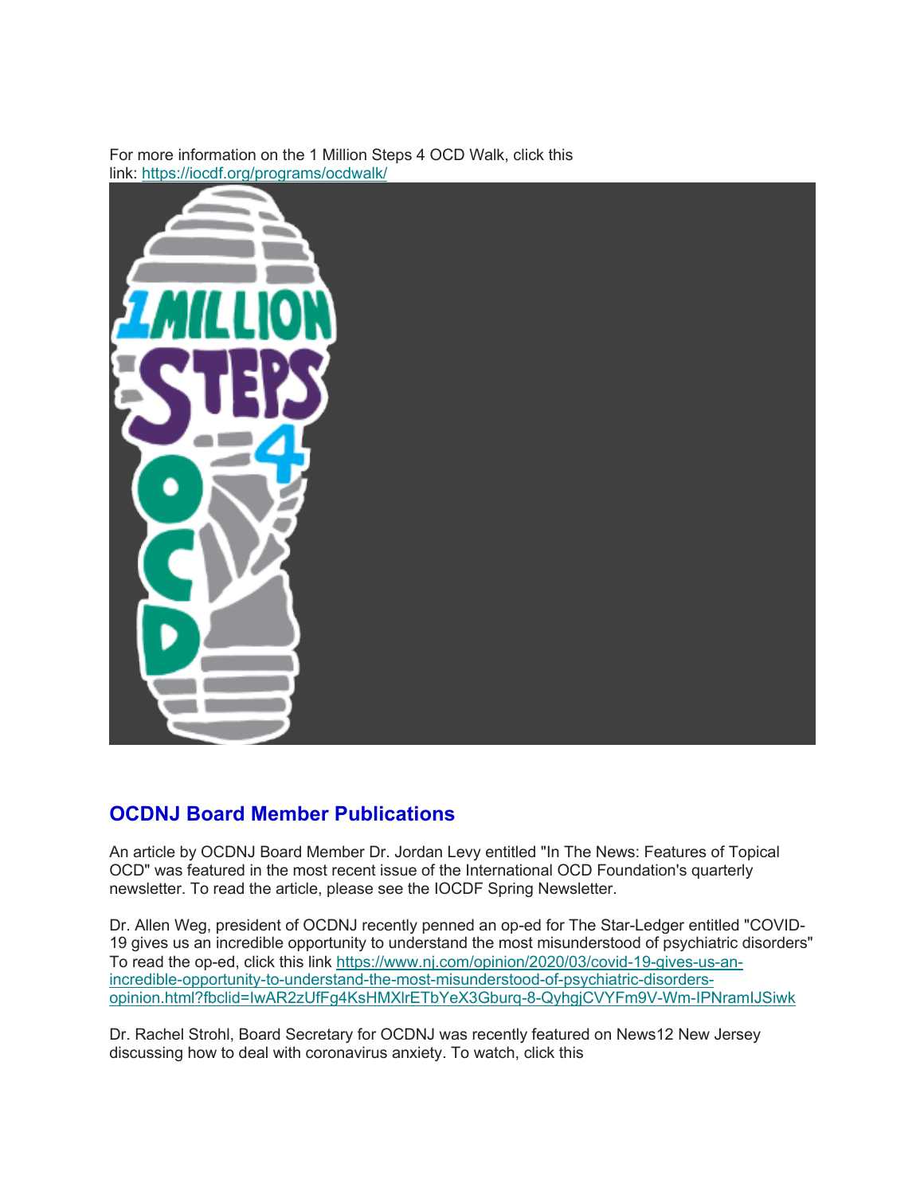For more information on the 1 Million Steps 4 OCD Walk, click this link: https://iocdf.org/programs/ocdwalk/

## OCDNJ Board Member Publications

An article by OCDNJ Board Member Dr. Jordan Levy entitled "In The News: Features of Topical OCD" was featured in the most recent issue of the International OCD Foundation's quarterly newsletter. To read the article, please see the IOCDF Spring Newsletter.

Dr. Allen Weg, president of OCDNJ recently penned an op-ed for The Star-Ledger entitled "COVID-19 gives us an incredible opportunity to understand the most misunderstood of psychiatric disorders" To read the op-ed, click this link https://www.nj.com/opinion/2020/03/covid-19-gives-us-an-incredible-opportunity-to-understand-the-most-misunderstood-of-psychiatric-disorders-opinion.html?fbclid=IwAR2zUfFg4KsHMXlrETbYeX3Gburq-8-QyhgjCVYFm9V-Wm-IPNramIJSiwk

Dr. Rachel Strohl, Board Secretary for OCDNJ was recently featured on News12 New Jersey discussing how to deal with coronavirus anxiety. To watch, click this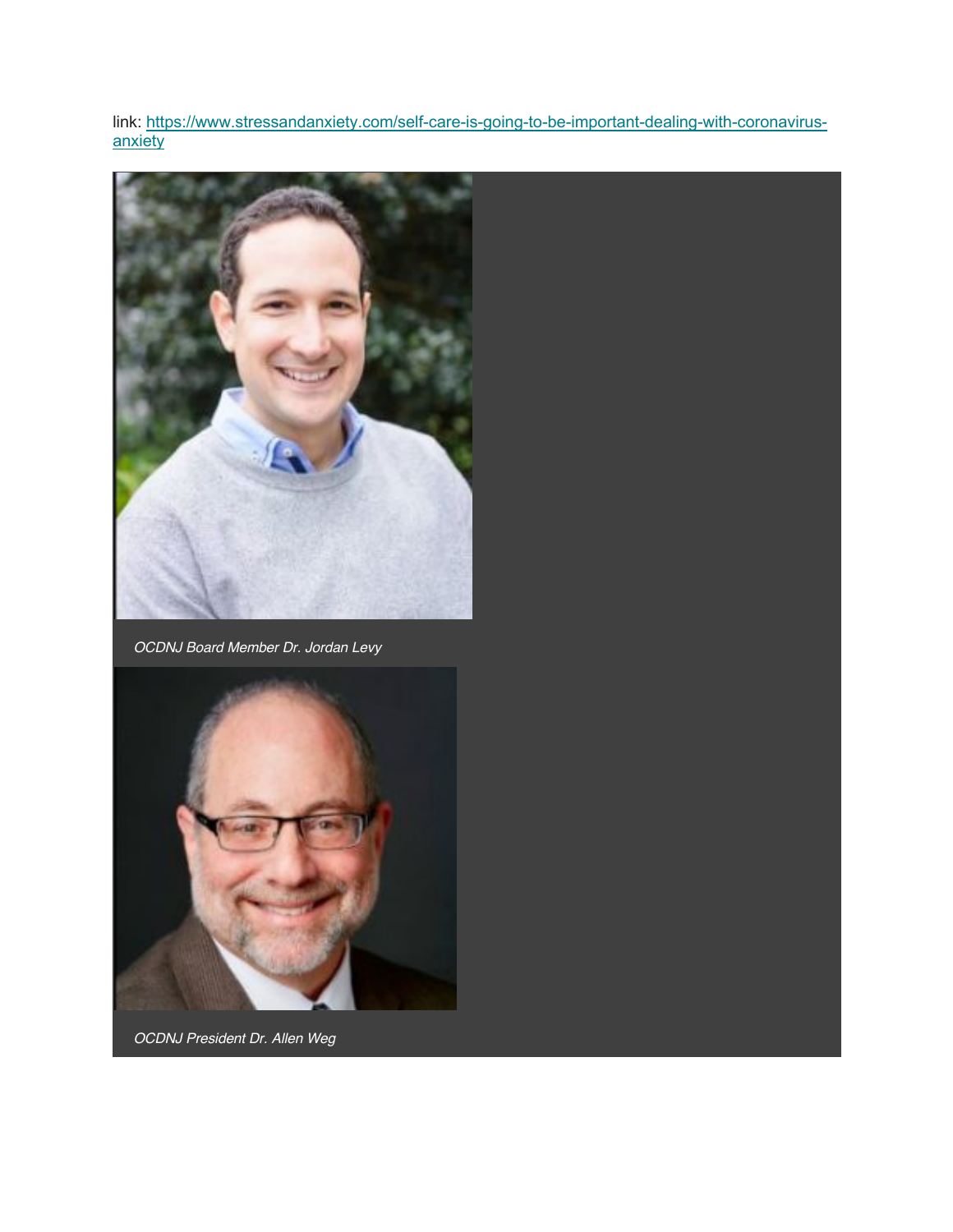link: [https://www.stressandanxiety.com/self-care-is-going-to-be-important-dealing-with-coronavirus-anxiety](https://www.stressandanxiety.com/self-care-is-going-to-be-important-dealing-with-coronavirus-anxiety)

*OCDNJ Board Member Dr. Jordan Levy*

*OCDNJ President Dr. Allen Weg*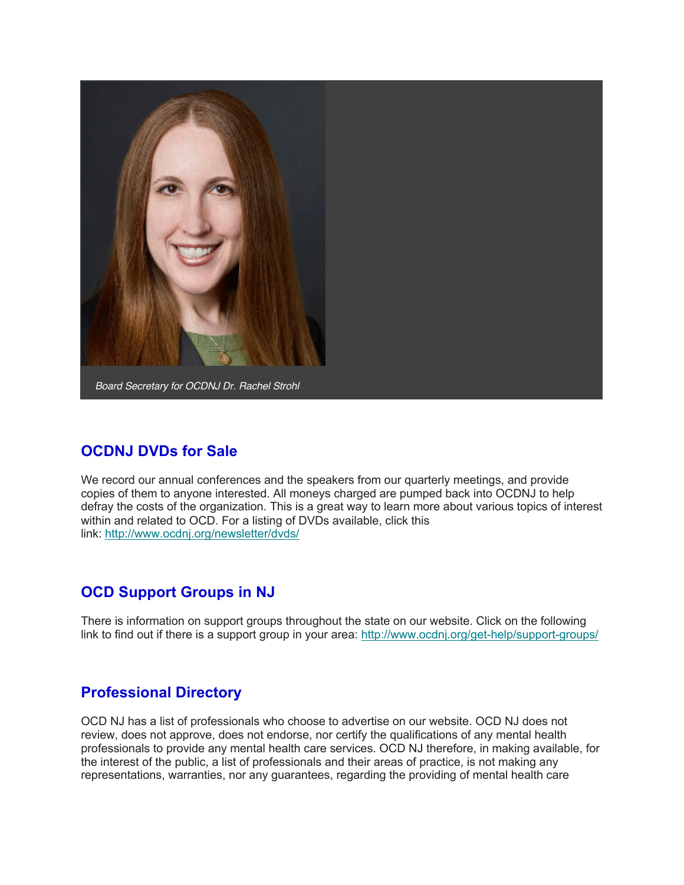*Board Secretary for OCDNJ Dr. Rachel Strohl*

## OCDNJ DVDs for Sale

We record our annual conferences and the speakers from our quarterly meetings, and provide copies of them to anyone interested. All moneys charged are pumped back into OCDNJ to help defray the costs of the organization. This is a great way to learn more about various topics of interest within and related to OCD. For a listing of DVDs available, click this link: [http://www.ocdnj.org/newsletter/dvds/](http://www.ocdnj.org/newsletter/dvds/)

## OCD Support Groups in NJ

There is information on support groups throughout the state on our website. Click on the following link to find out if there is a support group in your area: [http://www.ocdnj.org/get-help/support-groups/](http://www.ocdnj.org/get-help/support-groups/)

## Professional Directory

OCD NJ has a list of professionals who choose to advertise on our website. OCD NJ does not review, does not approve, does not endorse, nor certify the qualifications of any mental health professionals to provide any mental health care services. OCD NJ therefore, in making available, for the interest of the public, a list of professionals and their areas of practice, is not making any representations, warranties, nor any guarantees, regarding the providing of mental health care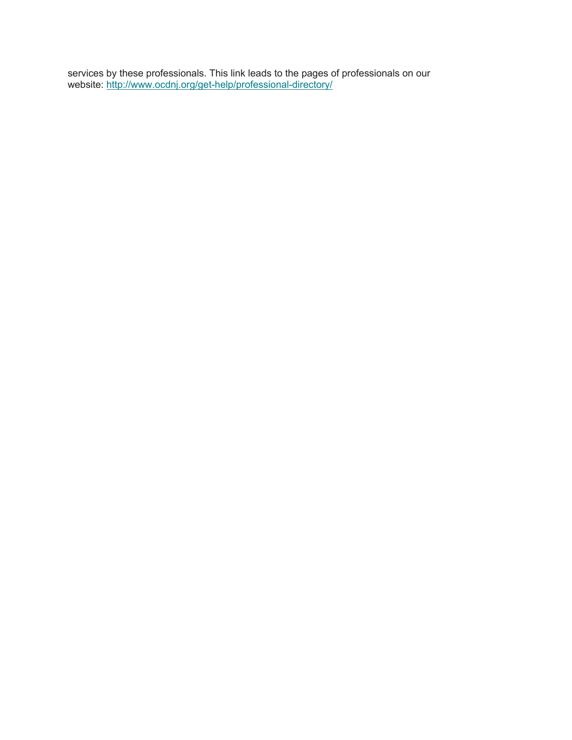services by these professionals. This link leads to the pages of professionals on our website: [http://www.ocdnj.org/get-help/professional-directory/](http://www.ocdnj.org/get-help/professional-directory/)